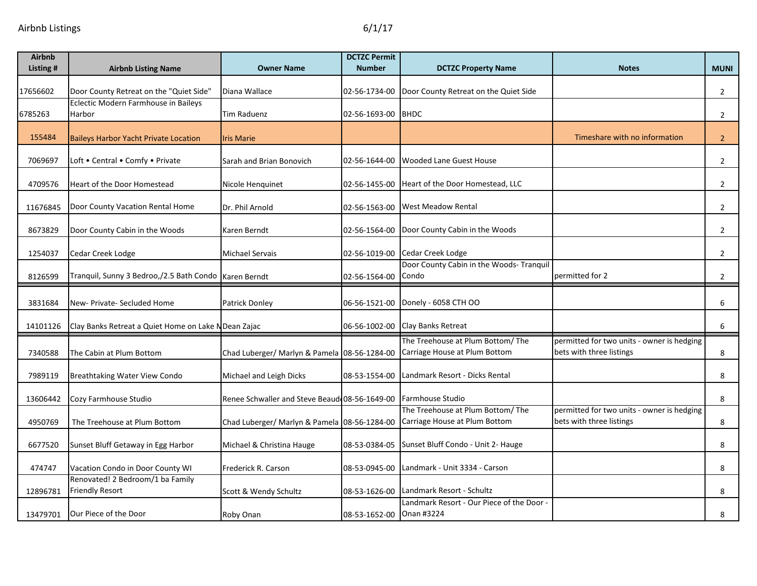Airbnb Listings 6/1/17

| Airbnb Listing # | Airbnb Listing Name | Owner Name | DCTZC Permit Number | DCTZC Property Name | Notes | MUNI |
|---|---|---|---|---|---|---|
| 17656602 | Door County Retreat on the "Quiet Side" | Diana Wallace | 02-56-1734-00 | Door County Retreat on the Quiet Side | | 2 |
| 6785263 | Eclectic Modern Farmhouse in Baileys Harbor | Tim Raduenz | 02-56-1693-00 | BHDC | | 2 |
| 155484 | Baileys Harbor Yacht Private Location | Iris Marie | | | Timeshare with no information | 2 |
| 7069697 | Loft • Central • Comfy • Private | Sarah and Brian Bonovich | 02-56-1644-00 | Wooded Lane Guest House | | 2 |
| 4709576 | Heart of the Door Homestead | Nicole Henquinet | 02-56-1455-00 | Heart of the Door Homestead, LLC | | 2 |
| 11676845 | Door County Vacation Rental Home | Dr. Phil Arnold | 02-56-1563-00 | West Meadow Rental | | 2 |
| 8673829 | Door County Cabin in the Woods | Karen Berndt | 02-56-1564-00 | Door County Cabin in the Woods | | 2 |
| 1254037 | Cedar Creek Lodge | Michael Servais | 02-56-1019-00 | Cedar Creek Lodge | | 2 |
| 8126599 | Tranquil, Sunny 3 Bedroo,/2.5 Bath Condo | Karen Berndt | 02-56-1564-00 | Door County Cabin in the Woods- Tranquil Condo | permitted for 2 | 2 |
| 3831684 | New- Private- Secluded Home | Patrick Donley | 06-56-1521-00 | Donely - 6058 CTH OO | | 6 |
| 14101126 | Clay Banks Retreat a Quiet Home on Lake M | Dean Zajac | 06-56-1002-00 | Clay Banks Retreat | | 6 |
| 7340588 | The Cabin at Plum Bottom | Chad Luberger/ Marlyn & Pamela | 08-56-1284-00 | The Treehouse at Plum Bottom/ The Carriage House at Plum Bottom | permitted for two units - owner is hedging bets with three listings | 8 |
| 7989119 | Breathtaking Water View Condo | Michael and Leigh Dicks | 08-53-1554-00 | Landmark Resort - Dicks Rental | | 8 |
| 13606442 | Cozy Farmhouse Studio | Renee Schwaller and Steve Beaud | 08-56-1649-00 | Farmhouse Studio | | 8 |
| 4950769 | The Treehouse at Plum Bottom | Chad Luberger/ Marlyn & Pamela | 08-56-1284-00 | The Treehouse at Plum Bottom/ The Carriage House at Plum Bottom | permitted for two units - owner is hedging bets with three listings | 8 |
| 6677520 | Sunset Bluff Getaway in Egg Harbor | Michael & Christina Hauge | 08-53-0384-05 | Sunset Bluff Condo - Unit 2- Hauge | | 8 |
| 474747 | Vacation Condo in Door County WI | Frederick R. Carson | 08-53-0945-00 | Landmark - Unit 3334 - Carson | | 8 |
| 12896781 | Renovated! 2 Bedroom/1 ba Family Friendly Resort | Scott & Wendy Schultz | 08-53-1626-00 | Landmark Resort - Schultz | | 8 |
| 13479701 | Our Piece of the Door | Roby Onan | 08-53-1652-00 | Landmark Resort - Our Piece of the Door - Onan #3224 | | 8 |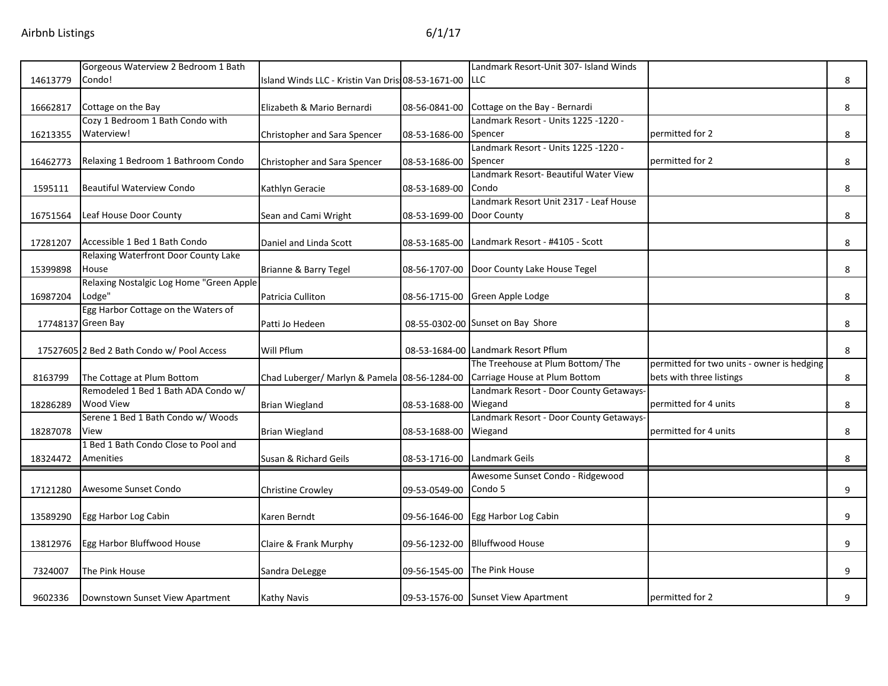| | | | | | | |
|---|---|---|---|---|---|---|
| 14613779 | Gorgeous Waterview 2 Bedroom 1 Bath Condo! | Island Winds LLC - Kristin Van Dris | 08-53-1671-00 | Landmark Resort-Unit 307- Island Winds LLC | | 8 |
| 16662817 | Cottage on the Bay | Elizabeth & Mario Bernardi | 08-56-0841-00 | Cottage on the Bay - Bernardi | | 8 |
| 16213355 | Cozy 1 Bedroom 1 Bath Condo with Waterview! | Christopher and Sara Spencer | 08-53-1686-00 | Landmark Resort - Units 1225 -1220 - Spencer | permitted for 2 | 8 |
| 16462773 | Relaxing 1 Bedroom 1 Bathroom Condo | Christopher and Sara Spencer | 08-53-1686-00 | Landmark Resort - Units 1225 -1220 - Spencer | permitted for 2 | 8 |
| 1595111 | Beautiful Waterview Condo | Kathlyn Geracie | 08-53-1689-00 | Landmark Resort- Beautiful Water View Condo | | 8 |
| 16751564 | Leaf House Door County | Sean and Cami Wright | 08-53-1699-00 | Landmark Resort Unit 2317 - Leaf House Door County | | 8 |
| 17281207 | Accessible 1 Bed 1 Bath Condo | Daniel and Linda Scott | 08-53-1685-00 | Landmark Resort - #4105 - Scott | | 8 |
| 15399898 | Relaxing Waterfront Door County Lake House | Brianne & Barry Tegel | 08-56-1707-00 | Door County Lake House Tegel | | 8 |
| 16987204 | Relaxing Nostalgic Log Home "Green Apple Lodge" | Patricia Culliton | 08-56-1715-00 | Green Apple Lodge | | 8 |
| 17748137 | Egg Harbor Cottage on the Waters of Green Bay | Patti Jo Hedeen | 08-55-0302-00 | Sunset on Bay Shore | | 8 |
| 17527605 | 2 Bed 2 Bath Condo w/ Pool Access | Will Pflum | 08-53-1684-00 | Landmark Resort Pflum | | 8 |
| 8163799 | The Cottage at Plum Bottom | Chad Luberger/ Marlyn & Pamela | 08-56-1284-00 | The Treehouse at Plum Bottom/ The Carriage House at Plum Bottom | permitted for two units - owner is hedging bets with three listings | 8 |
| 18286289 | Remodeled 1 Bed 1 Bath ADA Condo w/ Wood View | Brian Wiegland | 08-53-1688-00 | Landmark Resort - Door County Getaways-Wiegand | permitted for 4 units | 8 |
| 18287078 | Serene 1 Bed 1 Bath Condo w/ Woods View | Brian Wiegland | 08-53-1688-00 | Landmark Resort - Door County Getaways-Wiegand | permitted for 4 units | 8 |
| 18324472 | 1 Bed 1 Bath Condo Close to Pool and Amenities | Susan & Richard Geils | 08-53-1716-00 | Landmark Geils | | 8 |
| 17121280 | Awesome Sunset Condo | Christine Crowley | 09-53-0549-00 | Awesome Sunset Condo - Ridgewood Condo 5 | | 9 |
| 13589290 | Egg Harbor Log Cabin | Karen Berndt | 09-56-1646-00 | Egg Harbor Log Cabin | | 9 |
| 13812976 | Egg Harbor Bluffwood House | Claire & Frank Murphy | 09-56-1232-00 | Blluffwood House | | 9 |
| 7324007 | The Pink House | Sandra DeLegge | 09-56-1545-00 | The Pink House | | 9 |
| 9602336 | Downtown Sunset View Apartment | Kathy Navis | 09-53-1576-00 | Sunset View Apartment | permitted for 2 | 9 |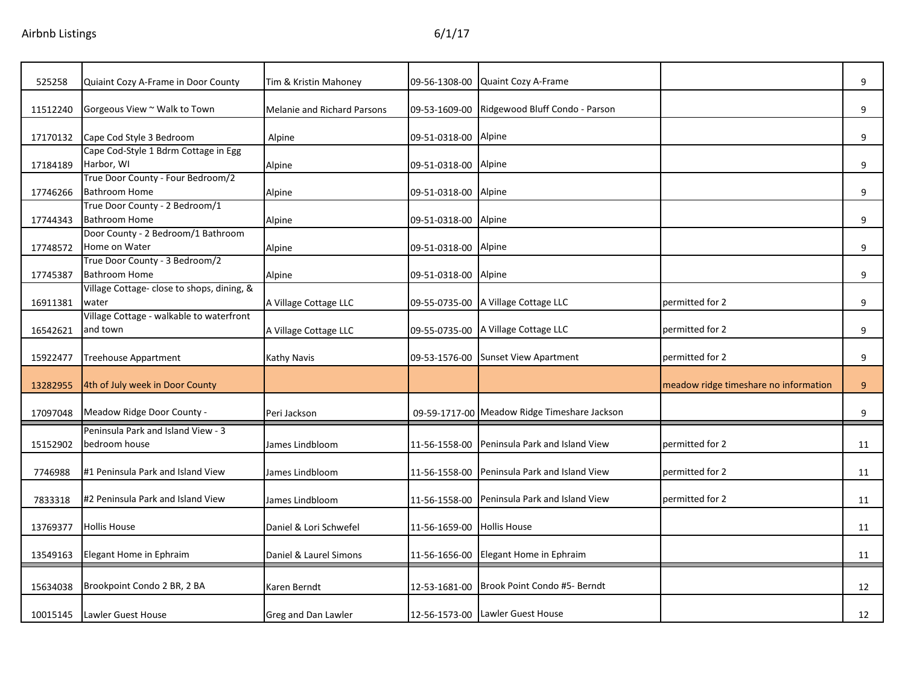| | | | | | | |
|---|---|---|---|---|---|---|
| 525258 | Quiaint Cozy A-Frame in Door County | Tim & Kristin Mahoney | 09-56-1308-00 | Quaint Cozy A-Frame | | 9 |
| 11512240 | Gorgeous View ~ Walk to Town | Melanie and Richard Parsons | 09-53-1609-00 | Ridgewood Bluff Condo - Parson | | 9 |
| 17170132 | Cape Cod Style 3 Bedroom | Alpine | 09-51-0318-00 | Alpine | | 9 |
| 17184189 | Cape Cod-Style 1 Bdrm Cottage in Egg Harbor, WI | Alpine | 09-51-0318-00 | Alpine | | 9 |
| 17746266 | True Door County - Four Bedroom/2 Bathroom Home | Alpine | 09-51-0318-00 | Alpine | | 9 |
| 17744343 | True Door County - 2 Bedroom/1 Bathroom Home | Alpine | 09-51-0318-00 | Alpine | | 9 |
| 17748572 | Door County - 2 Bedroom/1 Bathroom Home on Water | Alpine | 09-51-0318-00 | Alpine | | 9 |
| 17745387 | True Door County - 3 Bedroom/2 Bathroom Home | Alpine | 09-51-0318-00 | Alpine | | 9 |
| 16911381 | Village Cottage- close to shops, dining, & water | A Village Cottage LLC | 09-55-0735-00 | A Village Cottage LLC | permitted for 2 | 9 |
| 16542621 | Village Cottage - walkable to waterfront and town | A Village Cottage LLC | 09-55-0735-00 | A Village Cottage LLC | permitted for 2 | 9 |
| 15922477 | Treehouse Appartment | Kathy Navis | 09-53-1576-00 | Sunset View Apartment | permitted for 2 | 9 |
| 13282955 | 4th of July week in Door County | | | | meadow ridge timeshare no information | 9 |
| 17097048 | Meadow Ridge Door County - | Peri Jackson | 09-59-1717-00 | Meadow Ridge Timeshare Jackson | | 9 |
| 15152902 | Peninsula Park and Island View - 3 bedroom house | James Lindbloom | 11-56-1558-00 | Peninsula Park and Island View | permitted for 2 | 11 |
| 7746988 | #1 Peninsula Park and Island View | James Lindbloom | 11-56-1558-00 | Peninsula Park and Island View | permitted for 2 | 11 |
| 7833318 | #2 Peninsula Park and Island View | James Lindbloom | 11-56-1558-00 | Peninsula Park and Island View | permitted for 2 | 11 |
| 13769377 | Hollis House | Daniel & Lori Schwefel | 11-56-1659-00 | Hollis House | | 11 |
| 13549163 | Elegant Home in Ephraim | Daniel & Laurel Simons | 11-56-1656-00 | Elegant Home in Ephraim | | 11 |
| 15634038 | Brookpoint Condo 2 BR, 2 BA | Karen Berndt | 12-53-1681-00 | Brook Point Condo #5- Berndt | | 12 |
| 10015145 | Lawler Guest House | Greg and Dan Lawler | 12-56-1573-00 | Lawler Guest House | | 12 |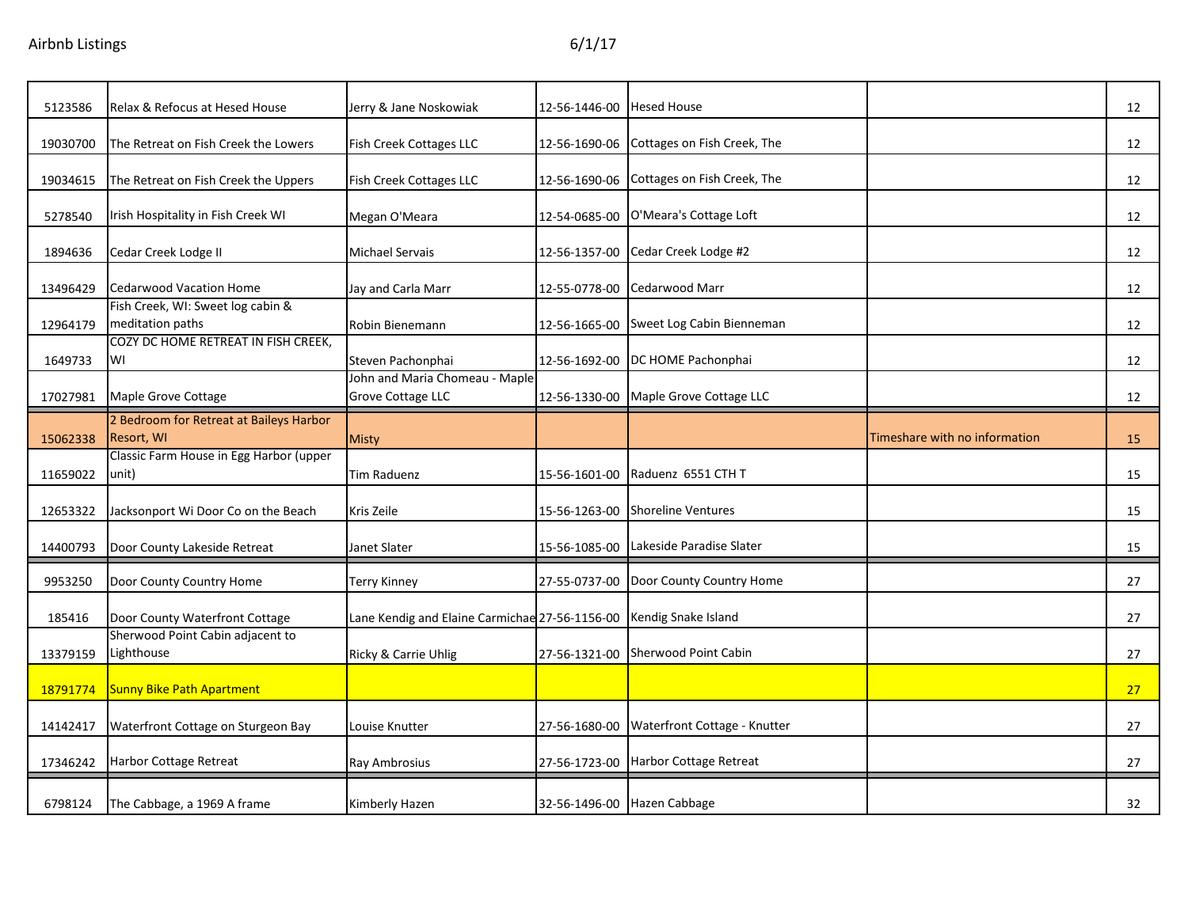| | | | | | | |
|---|---|---|---|---|---|---|
| 5123586 | Relax & Refocus at Hesed House | Jerry & Jane Noskowiak | 12-56-1446-00 | Hesed House | | 12 |
| 19030700 | The Retreat on Fish Creek the Lowers | Fish Creek Cottages LLC | 12-56-1690-06 | Cottages on Fish Creek, The | | 12 |
| 19034615 | The Retreat on Fish Creek the Uppers | Fish Creek Cottages LLC | 12-56-1690-06 | Cottages on Fish Creek, The | | 12 |
| 5278540 | Irish Hospitality in Fish Creek WI | Megan O'Meara | 12-54-0685-00 | O'Meara's Cottage Loft | | 12 |
| 1894636 | Cedar Creek Lodge II | Michael Servais | 12-56-1357-00 | Cedar Creek Lodge #2 | | 12 |
| 13496429 | Cedarwood Vacation Home | Jay and Carla Marr | 12-55-0778-00 | Cedarwood Marr | | 12 |
| 12964179 | Fish Creek, WI: Sweet log cabin & meditation paths | Robin Bienemann | 12-56-1665-00 | Sweet Log Cabin Bienneman | | 12 |
| 1649733 | COZY DC HOME RETREAT IN FISH CREEK, WI | Steven Pachonphai | 12-56-1692-00 | DC HOME Pachonphai | | 12 |
| 17027981 | Maple Grove Cottage | John and Maria Chomeau - Maple Grove Cottage LLC | 12-56-1330-00 | Maple Grove Cottage LLC | | 12 |
| 15062338 | 2 Bedroom for Retreat at Baileys Harbor Resort, WI | Misty | | | Timeshare with no information | 15 |
| 11659022 | Classic Farm House in Egg Harbor (upper unit) | Tim Raduenz | 15-56-1601-00 | Raduenz 6551 CTH T | | 15 |
| 12653322 | Jacksonport Wi Door Co on the Beach | Kris Zeile | 15-56-1263-00 | Shoreline Ventures | | 15 |
| 14400793 | Door County Lakeside Retreat | Janet Slater | 15-56-1085-00 | Lakeside Paradise Slater | | 15 |
| 9953250 | Door County Country Home | Terry Kinney | 27-55-0737-00 | Door County Country Home | | 27 |
| 185416 | Door County Waterfront Cottage | Lane Kendig and Elaine Carmichae | 27-56-1156-00 | Kendig Snake Island | | 27 |
| 13379159 | Sherwood Point Cabin adjacent to Lighthouse | Ricky & Carrie Uhlig | 27-56-1321-00 | Sherwood Point Cabin | | 27 |
| 18791774 | Sunny Bike Path Apartment | | | | | 27 |
| 14142417 | Waterfront Cottage on Sturgeon Bay | Louise Knutter | 27-56-1680-00 | Waterfront Cottage - Knutter | | 27 |
| 17346242 | Harbor Cottage Retreat | Ray Ambrosius | 27-56-1723-00 | Harbor Cottage Retreat | | 27 |
| 6798124 | The Cabbage, a 1969 A frame | Kimberly Hazen | 32-56-1496-00 | Hazen Cabbage | | 32 |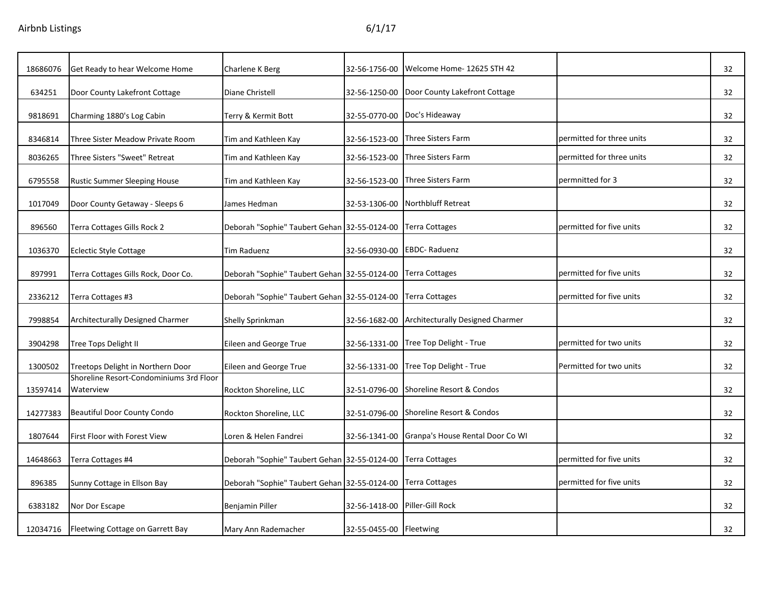| | | | | | | |
|---|---|---|---|---|---|---|
| 18686076 | Get Ready to hear Welcome Home | Charlene K Berg | 32-56-1756-00 | Welcome Home- 12625 STH 42 | | 32 |
| 634251 | Door County Lakefront Cottage | Diane Christell | 32-56-1250-00 | Door County Lakefront Cottage | | 32 |
| 9818691 | Charming 1880's Log Cabin | Terry & Kermit Bott | 32-55-0770-00 | Doc's Hideaway | | 32 |
| 8346814 | Three Sister Meadow Private Room | Tim and Kathleen Kay | 32-56-1523-00 | Three Sisters Farm | permitted for three units | 32 |
| 8036265 | Three Sisters "Sweet" Retreat | Tim and Kathleen Kay | 32-56-1523-00 | Three Sisters Farm | permitted for three units | 32 |
| 6795558 | Rustic Summer Sleeping House | Tim and Kathleen Kay | 32-56-1523-00 | Three Sisters Farm | permnitted for 3 | 32 |
| 1017049 | Door County Getaway - Sleeps 6 | James Hedman | 32-53-1306-00 | Northbluff Retreat | | 32 |
| 896560 | Terra Cottages Gills Rock 2 | Deborah "Sophie" Taubert Gehan | 32-55-0124-00 | Terra Cottages | permitted for five units | 32 |
| 1036370 | Eclectic Style Cottage | Tim Raduenz | 32-56-0930-00 | EBDC- Raduenz | | 32 |
| 897991 | Terra Cottages Gills Rock, Door Co. | Deborah "Sophie" Taubert Gehan | 32-55-0124-00 | Terra Cottages | permitted for five units | 32 |
| 2336212 | Terra Cottages #3 | Deborah "Sophie" Taubert Gehan | 32-55-0124-00 | Terra Cottages | permitted for five units | 32 |
| 7998854 | Architecturally Designed Charmer | Shelly Sprinkman | 32-56-1682-00 | Architecturally Designed Charmer | | 32 |
| 3904298 | Tree Tops Delight II | Eileen and George True | 32-56-1331-00 | Tree Top Delight - True | permitted for two units | 32 |
| 1300502 | Treetops Delight in Northern Door | Eileen and George True | 32-56-1331-00 | Tree Top Delight - True | Permitted for two units | 32 |
| 13597414 | Shoreline Resort-Condominiums 3rd Floor Waterview | Rockton Shoreline, LLC | 32-51-0796-00 | Shoreline Resort & Condos | | 32 |
| 14277383 | Beautiful Door County Condo | Rockton Shoreline, LLC | 32-51-0796-00 | Shoreline Resort & Condos | | 32 |
| 1807644 | First Floor with Forest View | Loren & Helen Fandrei | 32-56-1341-00 | Granpa's House Rental Door Co WI | | 32 |
| 14648663 | Terra Cottages #4 | Deborah "Sophie" Taubert Gehan | 32-55-0124-00 | Terra Cottages | permitted for five units | 32 |
| 896385 | Sunny Cottage in Ellson Bay | Deborah "Sophie" Taubert Gehan | 32-55-0124-00 | Terra Cottages | permitted for five units | 32 |
| 6383182 | Nor Dor Escape | Benjamin Piller | 32-56-1418-00 | Piller-Gill Rock | | 32 |
| 12034716 | Fleetwing Cottage on Garrett Bay | Mary Ann Rademacher | 32-55-0455-00 | Fleetwing | | 32 |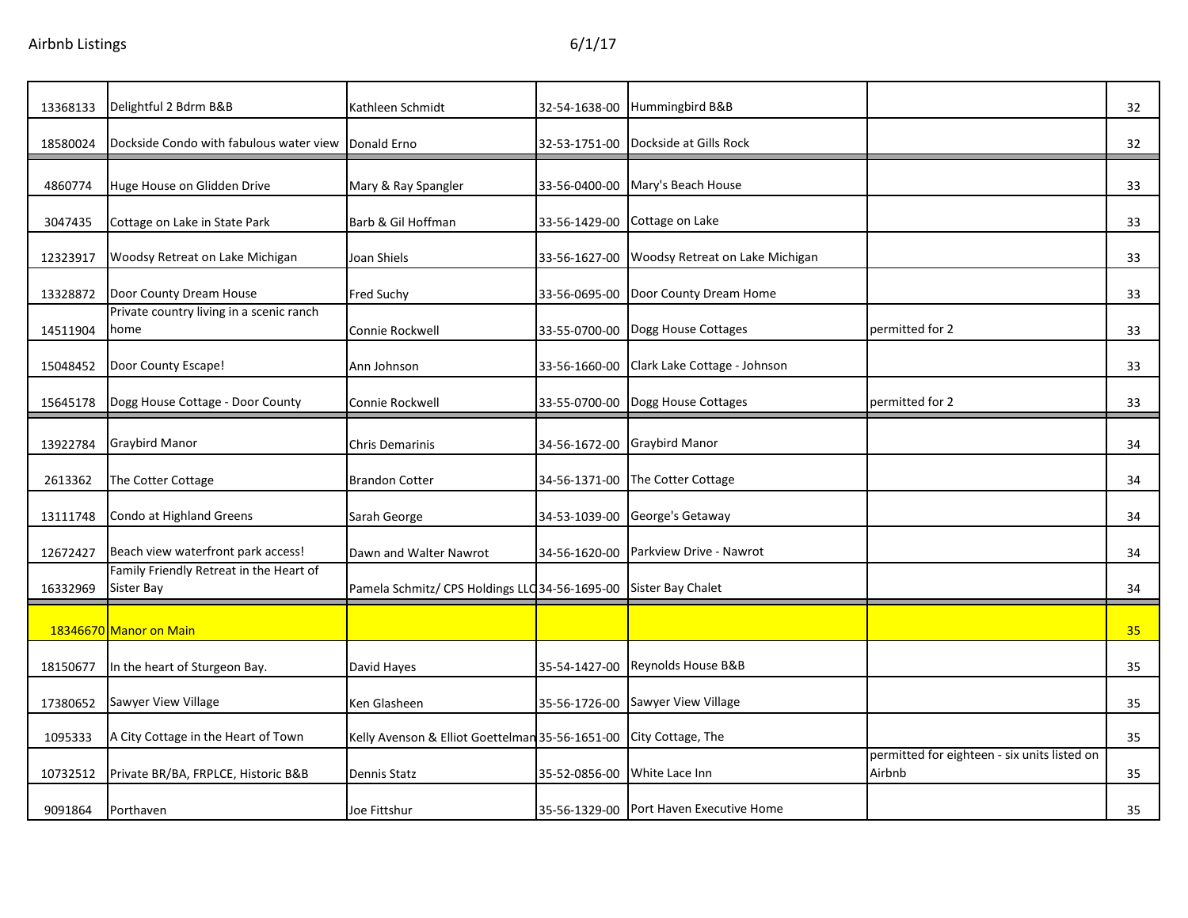| | | | | | | |
|---|---|---|---|---|---|---|
| 13368133 | Delightful 2 Bdrm B&B | Kathleen Schmidt | 32-54-1638-00 | Hummingbird B&B | | 32 |
| 18580024 | Dockside Condo with fabulous water view | Donald Erno | 32-53-1751-00 | Dockside at Gills Rock | | 32 |
| 4860774 | Huge House on Glidden Drive | Mary & Ray Spangler | 33-56-0400-00 | Mary's Beach House | | 33 |
| 3047435 | Cottage on Lake in State Park | Barb & Gil Hoffman | 33-56-1429-00 | Cottage on Lake | | 33 |
| 12323917 | Woodsy Retreat on Lake Michigan | Joan Shiels | 33-56-1627-00 | Woodsy Retreat on Lake Michigan | | 33 |
| 13328872 | Door County Dream House | Fred Suchy | 33-56-0695-00 | Door County Dream Home | | 33 |
| 14511904 | Private country living in a scenic ranch home | Connie Rockwell | 33-55-0700-00 | Dogg House Cottages | permitted for 2 | 33 |
| 15048452 | Door County Escape! | Ann Johnson | 33-56-1660-00 | Clark Lake Cottage - Johnson | | 33 |
| 15645178 | Dogg House Cottage - Door County | Connie Rockwell | 33-55-0700-00 | Dogg House Cottages | permitted for 2 | 33 |
| 13922784 | Graybird Manor | Chris Demarinis | 34-56-1672-00 | Graybird Manor | | 34 |
| 2613362 | The Cotter Cottage | Brandon Cotter | 34-56-1371-00 | The Cotter Cottage | | 34 |
| 13111748 | Condo at Highland Greens | Sarah George | 34-53-1039-00 | George's Getaway | | 34 |
| 12672427 | Beach view waterfront park access! | Dawn and Walter Nawrot | 34-56-1620-00 | Parkview Drive - Nawrot | | 34 |
| 16332969 | Family Friendly Retreat in the Heart of Sister Bay | Pamela Schmitz/ CPS Holdings LLC | 34-56-1695-00 | Sister Bay Chalet | | 34 |
| 18346670 | Manor on Main | | | | | 35 |
| 18150677 | In the heart of Sturgeon Bay. | David Hayes | 35-54-1427-00 | Reynolds House B&B | | 35 |
| 17380652 | Sawyer View Village | Ken Glasheen | 35-56-1726-00 | Sawyer View Village | | 35 |
| 1095333 | A City Cottage in the Heart of Town | Kelly Avenson & Elliot Goettelman | 35-56-1651-00 | City Cottage, The | | 35 |
| 10732512 | Private BR/BA, FRPLCE, Historic B&B | Dennis Statz | 35-52-0856-00 | White Lace Inn | permitted for eighteen - six units listed on Airbnb | 35 |
| 9091864 | Porthaven | Joe Fittshur | 35-56-1329-00 | Port Haven Executive Home | | 35 |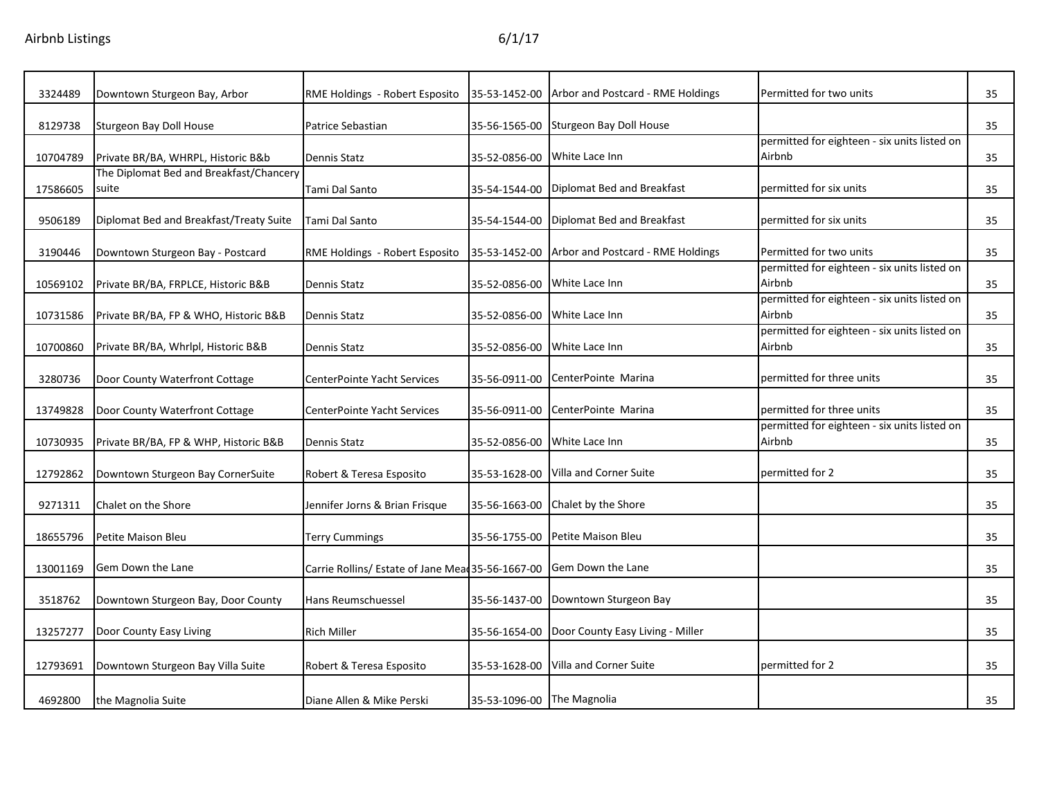| | | | | | | |
|---|---|---|---|---|---|---|
| 3324489 | Downtown Sturgeon Bay, Arbor | RME Holdings - Robert Esposito | 35-53-1452-00 | Arbor and Postcard - RME Holdings | Permitted for two units | 35 |
| 8129738 | Sturgeon Bay Doll House | Patrice Sebastian | 35-56-1565-00 | Sturgeon Bay Doll House | | 35 |
| 10704789 | Private BR/BA, WHRPL, Historic B&b | Dennis Statz | 35-52-0856-00 | White Lace Inn | permitted for eighteen - six units listed on Airbnb | 35 |
| 17586605 | The Diplomat Bed and Breakfast/Chancery suite | Tami Dal Santo | 35-54-1544-00 | Diplomat Bed and Breakfast | permitted for six units | 35 |
| 9506189 | Diplomat Bed and Breakfast/Treaty Suite | Tami Dal Santo | 35-54-1544-00 | Diplomat Bed and Breakfast | permitted for six units | 35 |
| 3190446 | Downtown Sturgeon Bay - Postcard | RME Holdings - Robert Esposito | 35-53-1452-00 | Arbor and Postcard - RME Holdings | Permitted for two units | 35 |
| 10569102 | Private BR/BA, FRPLCE, Historic B&B | Dennis Statz | 35-52-0856-00 | White Lace Inn | permitted for eighteen - six units listed on Airbnb | 35 |
| 10731586 | Private BR/BA, FP & WHO, Historic B&B | Dennis Statz | 35-52-0856-00 | White Lace Inn | permitted for eighteen - six units listed on Airbnb | 35 |
| 10700860 | Private BR/BA, Whrlpl, Historic B&B | Dennis Statz | 35-52-0856-00 | White Lace Inn | permitted for eighteen - six units listed on Airbnb | 35 |
| 3280736 | Door County Waterfront Cottage | CenterPointe Yacht Services | 35-56-0911-00 | CenterPointe Marina | permitted for three units | 35 |
| 13749828 | Door County Waterfront Cottage | CenterPointe Yacht Services | 35-56-0911-00 | CenterPointe Marina | permitted for three units | 35 |
| 10730935 | Private BR/BA, FP & WHP, Historic B&B | Dennis Statz | 35-52-0856-00 | White Lace Inn | permitted for eighteen - six units listed on Airbnb | 35 |
| 12792862 | Downtown Sturgeon Bay CornerSuite | Robert & Teresa Esposito | 35-53-1628-00 | Villa and Corner Suite | permitted for 2 | 35 |
| 9271311 | Chalet on the Shore | Jennifer Jorns & Brian Frisque | 35-56-1663-00 | Chalet by the Shore | | 35 |
| 18655796 | Petite Maison Bleu | Terry Cummings | 35-56-1755-00 | Petite Maison Bleu | | 35 |
| 13001169 | Gem Down the Lane | Carrie Rollins/ Estate of Jane Mead | 35-56-1667-00 | Gem Down the Lane | | 35 |
| 3518762 | Downtown Sturgeon Bay, Door County | Hans Reumschuessel | 35-56-1437-00 | Downtown Sturgeon Bay | | 35 |
| 13257277 | Door County Easy Living | Rich Miller | 35-56-1654-00 | Door County Easy Living - Miller | | 35 |
| 12793691 | Downtown Sturgeon Bay Villa Suite | Robert & Teresa Esposito | 35-53-1628-00 | Villa and Corner Suite | permitted for 2 | 35 |
| 4692800 | the Magnolia Suite | Diane Allen & Mike Perski | 35-53-1096-00 | The Magnolia | | 35 |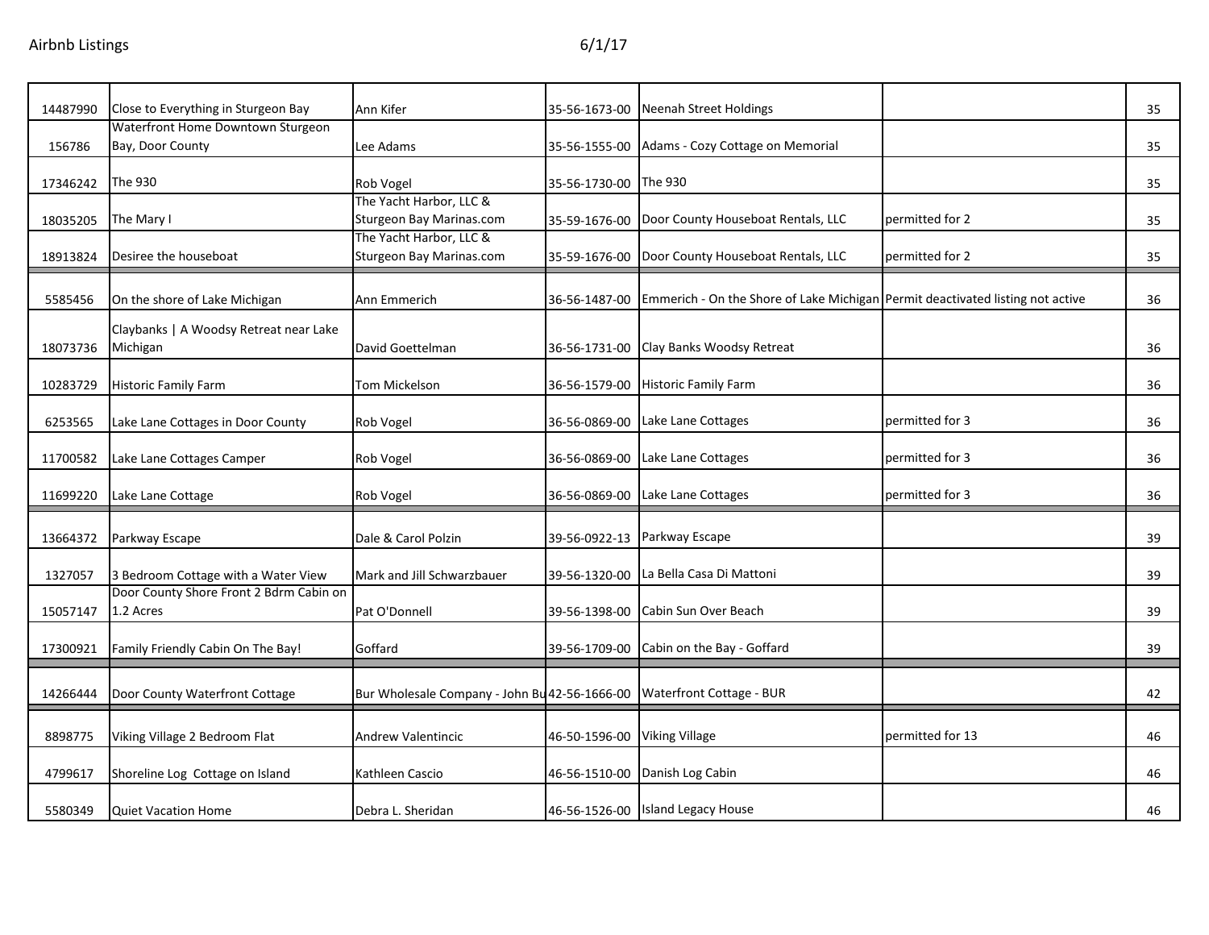| | | | | | | |
|---|---|---|---|---|---|---|
| 14487990 | Close to Everything in Sturgeon Bay | Ann Kifer | 35-56-1673-00 | Neenah Street Holdings | | 35 |
| 156786 | Waterfront Home Downtown Sturgeon Bay, Door County | Lee Adams | 35-56-1555-00 | Adams - Cozy Cottage on Memorial | | 35 |
| 17346242 | The 930 | Rob Vogel | 35-56-1730-00 | The 930 | | 35 |
| 18035205 | The Mary I | The Yacht Harbor, LLC & Sturgeon Bay Marinas.com | 35-59-1676-00 | Door County Houseboat Rentals, LLC | permitted for 2 | 35 |
| 18913824 | Desiree the houseboat | The Yacht Harbor, LLC & Sturgeon Bay Marinas.com | 35-59-1676-00 | Door County Houseboat Rentals, LLC | permitted for 2 | 35 |
| 5585456 | On the shore of Lake Michigan | Ann Emmerich | 36-56-1487-00 | Emmerich - On the Shore of Lake Michigan | Permit deactivated listing not active | 36 |
| 18073736 | Claybanks \| A Woodsy Retreat near Lake Michigan | David Goettelman | 36-56-1731-00 | Clay Banks Woodsy Retreat | | 36 |
| 10283729 | Historic Family Farm | Tom Mickelson | 36-56-1579-00 | Historic Family Farm | | 36 |
| 6253565 | Lake Lane Cottages in Door County | Rob Vogel | 36-56-0869-00 | Lake Lane Cottages | permitted for 3 | 36 |
| 11700582 | Lake Lane Cottages Camper | Rob Vogel | 36-56-0869-00 | Lake Lane Cottages | permitted for 3 | 36 |
| 11699220 | Lake Lane Cottage | Rob Vogel | 36-56-0869-00 | Lake Lane Cottages | permitted for 3 | 36 |
| 13664372 | Parkway Escape | Dale & Carol Polzin | 39-56-0922-13 | Parkway Escape | | 39 |
| 1327057 | 3 Bedroom Cottage with a Water View | Mark and Jill Schwarzbauer | 39-56-1320-00 | La Bella Casa Di Mattoni | | 39 |
| 15057147 | Door County Shore Front 2 Bdrm Cabin on 1.2 Acres | Pat O'Donnell | 39-56-1398-00 | Cabin Sun Over Beach | | 39 |
| 17300921 | Family Friendly Cabin On The Bay! | Goffard | 39-56-1709-00 | Cabin on the Bay - Goffard | | 39 |
| 14266444 | Door County Waterfront Cottage | Bur Wholesale Company - John Bu | 42-56-1666-00 | Waterfront Cottage - BUR | | 42 |
| 8898775 | Viking Village 2 Bedroom Flat | Andrew Valentincic | 46-50-1596-00 | Viking Village | permitted for 13 | 46 |
| 4799617 | Shoreline Log Cottage on Island | Kathleen Cascio | 46-56-1510-00 | Danish Log Cabin | | 46 |
| 5580349 | Quiet Vacation Home | Debra L. Sheridan | 46-56-1526-00 | Island Legacy House | | 46 |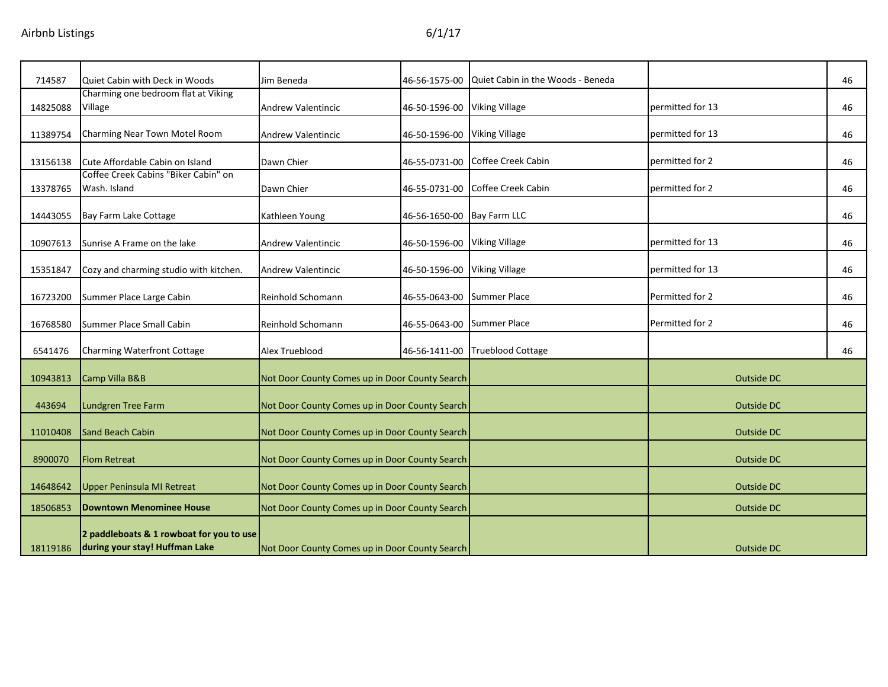| | | | | | | |
|---|---|---|---|---|---|---|
| 714587 | Quiet Cabin with Deck in Woods | Jim Beneda | 46-56-1575-00 | Quiet Cabin in the Woods - Beneda | | 46 |
| 14825088 | Charming one bedroom flat at Viking Village | Andrew Valentincic | 46-50-1596-00 | Viking Village | permitted for 13 | 46 |
| 11389754 | Charming Near Town Motel Room | Andrew Valentincic | 46-50-1596-00 | Viking Village | permitted for 13 | 46 |
| 13156138 | Cute Affordable Cabin on Island | Dawn Chier | 46-55-0731-00 | Coffee Creek Cabin | permitted for 2 | 46 |
| 13378765 | Coffee Creek Cabins "Biker Cabin" on Wash. Island | Dawn Chier | 46-55-0731-00 | Coffee Creek Cabin | permitted for 2 | 46 |
| 14443055 | Bay Farm Lake Cottage | Kathleen Young | 46-56-1650-00 | Bay Farm LLC | | 46 |
| 10907613 | Sunrise A Frame on the lake | Andrew Valentincic | 46-50-1596-00 | Viking Village | permitted for 13 | 46 |
| 15351847 | Cozy and charming studio with kitchen. | Andrew Valentincic | 46-50-1596-00 | Viking Village | permitted for 13 | 46 |
| 16723200 | Summer Place Large Cabin | Reinhold Schomann | 46-55-0643-00 | Summer Place | Permitted for 2 | 46 |
| 16768580 | Summer Place Small Cabin | Reinhold Schomann | 46-55-0643-00 | Summer Place | Permitted for 2 | 46 |
| 6541476 | Charming Waterfront Cottage | Alex Trueblood | 46-56-1411-00 | Trueblood Cottage | | 46 |
| 10943813 | Camp Villa B&B | Not Door County Comes up in Door County Search | | | Outside DC | |
| 443694 | Lundgren Tree Farm | Not Door County Comes up in Door County Search | | | Outside DC | |
| 11010408 | Sand Beach Cabin | Not Door County Comes up in Door County Search | | | Outside DC | |
| 8900070 | Flom Retreat | Not Door County Comes up in Door County Search | | | Outside DC | |
| 14648642 | Upper Peninsula MI Retreat | Not Door County Comes up in Door County Search | | | Outside DC | |
| 18506853 | **Downtown Menominee House** | Not Door County Comes up in Door County Search | | | Outside DC | |
| 18119186 | **2 paddleboats & 1 rowboat for you to use during your stay! Huffman Lake** | Not Door County Comes up in Door County Search | | | Outside DC | |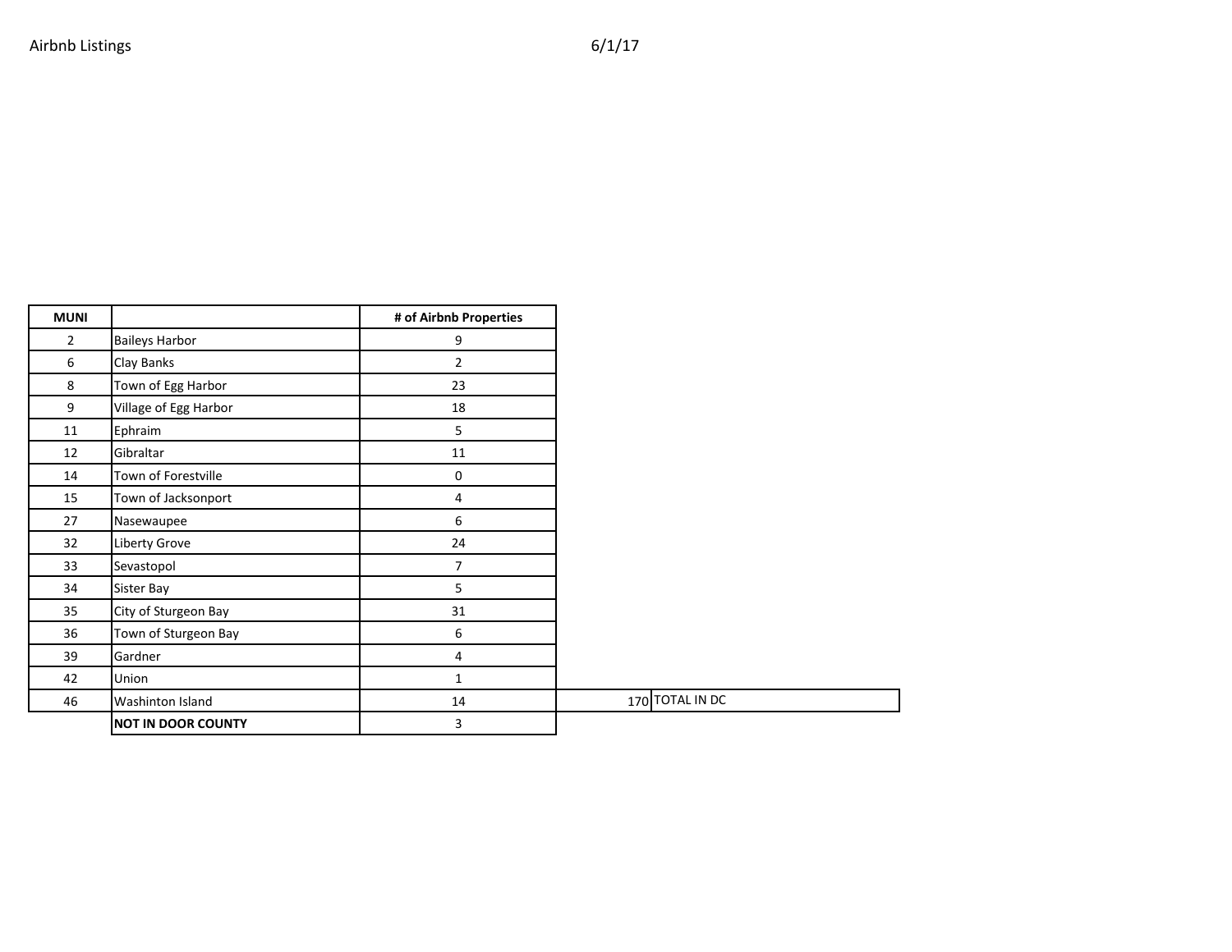Airbnb Listings 6/1/17

| MUNI | | # of Airbnb Properties | | |
|---|---|---|---|---|
| 2 | Baileys Harbor | 9 | | |
| 6 | Clay Banks | 2 | | |
| 8 | Town of Egg Harbor | 23 | | |
| 9 | Village of Egg Harbor | 18 | | |
| 11 | Ephraim | 5 | | |
| 12 | Gibraltar | 11 | | |
| 14 | Town of Forestville | 0 | | |
| 15 | Town of Jacksonport | 4 | | |
| 27 | Nasewaupee | 6 | | |
| 32 | Liberty Grove | 24 | | |
| 33 | Sevastopol | 7 | | |
| 34 | Sister Bay | 5 | | |
| 35 | City of Sturgeon Bay | 31 | | |
| 36 | Town of Sturgeon Bay | 6 | | |
| 39 | Gardner | 4 | | |
| 42 | Union | 1 | | |
| 46 | Washinton Island | 14 | 170 | TOTAL IN DC |
| | **NOT IN DOOR COUNTY** | 3 | | |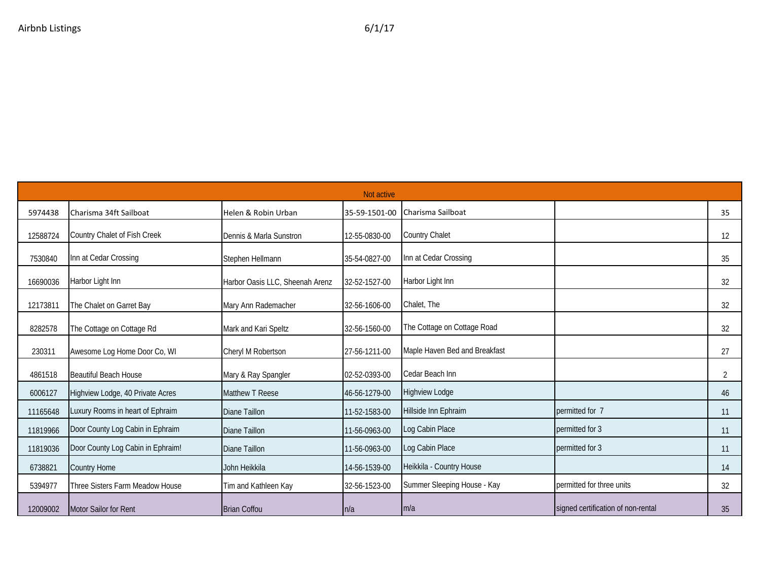Airbnb Listings 6/1/17

| Not active | | | | | | |
|---|---|---|---|---|---|---|
| 5974438 | Charisma 34ft Sailboat | Helen & Robin Urban | 35-59-1501-00 | Charisma Sailboat | | 35 |
| 12588724 | Country Chalet of Fish Creek | Dennis & Marla Sunstron | 12-55-0830-00 | Country Chalet | | 12 |
| 7530840 | Inn at Cedar Crossing | Stephen Hellmann | 35-54-0827-00 | Inn at Cedar Crossing | | 35 |
| 16690036 | Harbor Light Inn | Harbor Oasis LLC, Sheenah Arenz | 32-52-1527-00 | Harbor Light Inn | | 32 |
| 12173811 | The Chalet on Garret Bay | Mary Ann Rademacher | 32-56-1606-00 | Chalet, The | | 32 |
| 8282578 | The Cottage on Cottage Rd | Mark and Kari Speltz | 32-56-1560-00 | The Cottage on Cottage Road | | 32 |
| 230311 | Awesome Log Home Door Co, WI | Cheryl M Robertson | 27-56-1211-00 | Maple Haven Bed and Breakfast | | 27 |
| 4861518 | Beautiful Beach House | Mary & Ray Spangler | 02-52-0393-00 | Cedar Beach Inn | | 2 |
| 6006127 | Highview Lodge, 40 Private Acres | Matthew T Reese | 46-56-1279-00 | Highview Lodge | | 46 |
| 11165648 | Luxury Rooms in heart of Ephraim | Diane Taillon | 11-52-1583-00 | Hillside Inn Ephraim | permitted for 7 | 11 |
| 11819966 | Door County Log Cabin in Ephraim | Diane Taillon | 11-56-0963-00 | Log Cabin Place | permitted for 3 | 11 |
| 11819036 | Door County Log Cabin in Ephraim! | Diane Taillon | 11-56-0963-00 | Log Cabin Place | permitted for 3 | 11 |
| 6738821 | Country Home | John Heikkila | 14-56-1539-00 | Heikkila - Country House | | 14 |
| 5394977 | Three Sisters Farm Meadow House | Tim and Kathleen Kay | 32-56-1523-00 | Summer Sleeping House - Kay | permitted for three units | 32 |
| 12009002 | Motor Sailor for Rent | Brian Coffou | n/a | m/a | signed certification of non-rental | 35 |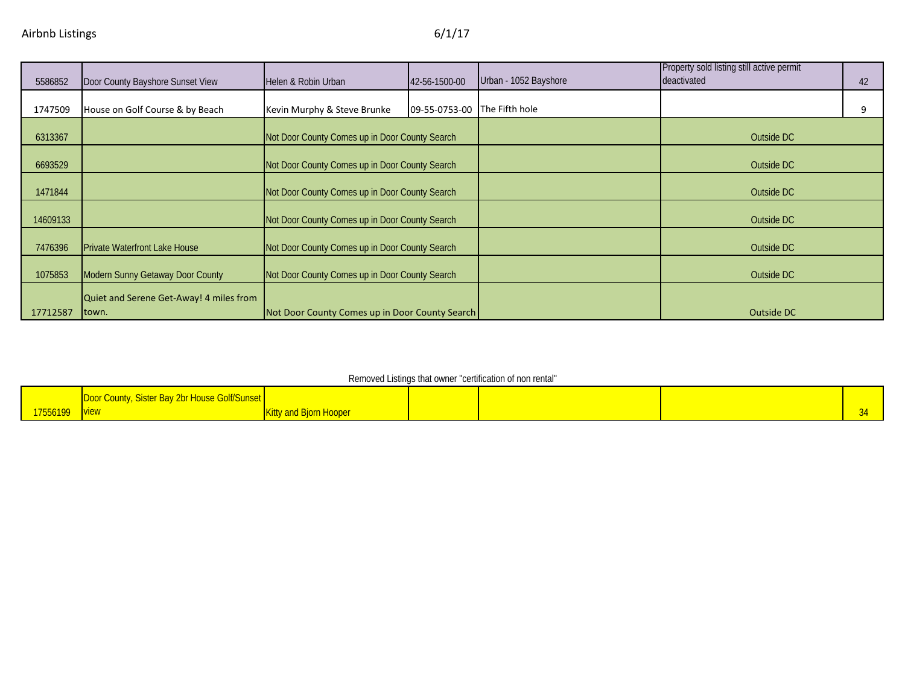| | | | | | | |
|---|---|---|---|---|---|---|
| 5586852 | Door County Bayshore Sunset View | Helen & Robin Urban | 42-56-1500-00 | Urban - 1052 Bayshore | Property sold listing still active permit deactivated | 42 |
| 1747509 | House on Golf Course & by Beach | Kevin Murphy & Steve Brunke | 09-55-0753-00 | The Fifth hole | | 9 |
| 6313367 | | Not Door County Comes up in Door County Search | | | Outside DC | |
| 6693529 | | Not Door County Comes up in Door County Search | | | Outside DC | |
| 1471844 | | Not Door County Comes up in Door County Search | | | Outside DC | |
| 14609133 | | Not Door County Comes up in Door County Search | | | Outside DC | |
| 7476396 | Private Waterfront Lake House | Not Door County Comes up in Door County Search | | | Outside DC | |
| 1075853 | Modern Sunny Getaway Door County | Not Door County Comes up in Door County Search | | | Outside DC | |
| 17712587 | Quiet and Serene Get-Away! 4 miles from town. | Not Door County Comes up in Door County Search | | | Outside DC | |

Removed Listings that owner "certification of non rental"

| | | | | | | |
|---|---|---|---|---|---|---|
| 17556199 | Door County, Sister Bay 2br House Golf/Sunset view | Kitty and Bjorn Hooper | | | | 34 |